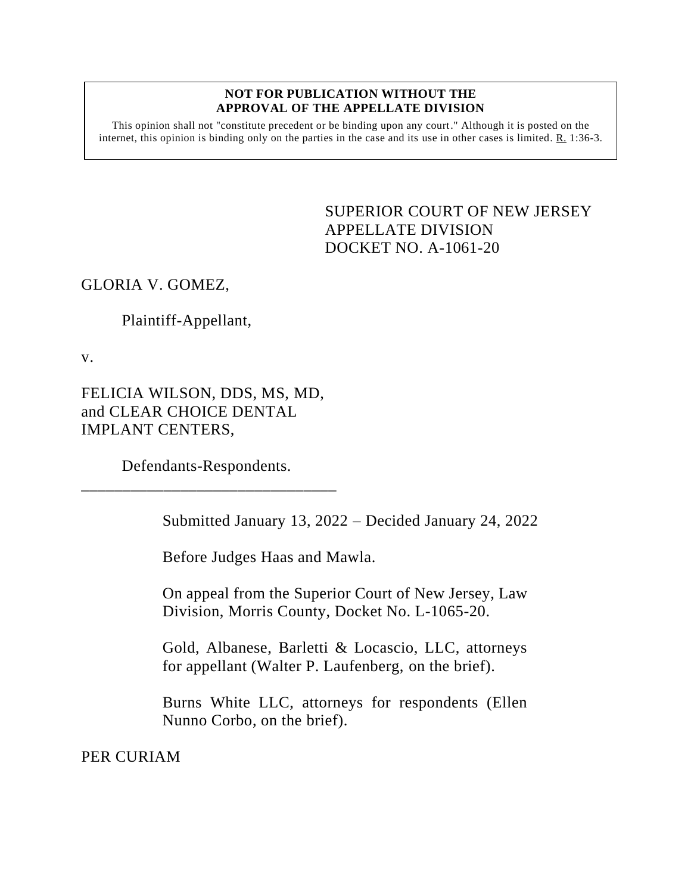**NOT FOR PUBLICATION WITHOUT THE APPROVAL OF THE APPELLATE DIVISION**

This opinion shall not "constitute precedent or be binding upon any court." Although it is posted on the internet, this opinion is binding only on the parties in the case and its use in other cases is limited. R. 1:36-3.

SUPERIOR COURT OF NEW JERSEY
APPELLATE DIVISION
DOCKET NO. A-1061-20

GLORIA V. GOMEZ,

Plaintiff-Appellant,

v.

FELICIA WILSON, DDS, MS, MD, and CLEAR CHOICE DENTAL IMPLANT CENTERS,

Defendants-Respondents.

\_\_\_\_\_\_\_\_\_\_\_\_\_\_\_\_\_\_\_\_\_\_\_\_\_\_\_\_\_\_\_

Submitted January 13, 2022 – Decided January 24, 2022

Before Judges Haas and Mawla.

On appeal from the Superior Court of New Jersey, Law Division, Morris County, Docket No. L-1065-20.

Gold, Albanese, Barletti & Locascio, LLC, attorneys for appellant (Walter P. Laufenberg, on the brief).

Burns White LLC, attorneys for respondents (Ellen Nunno Corbo, on the brief).

PER CURIAM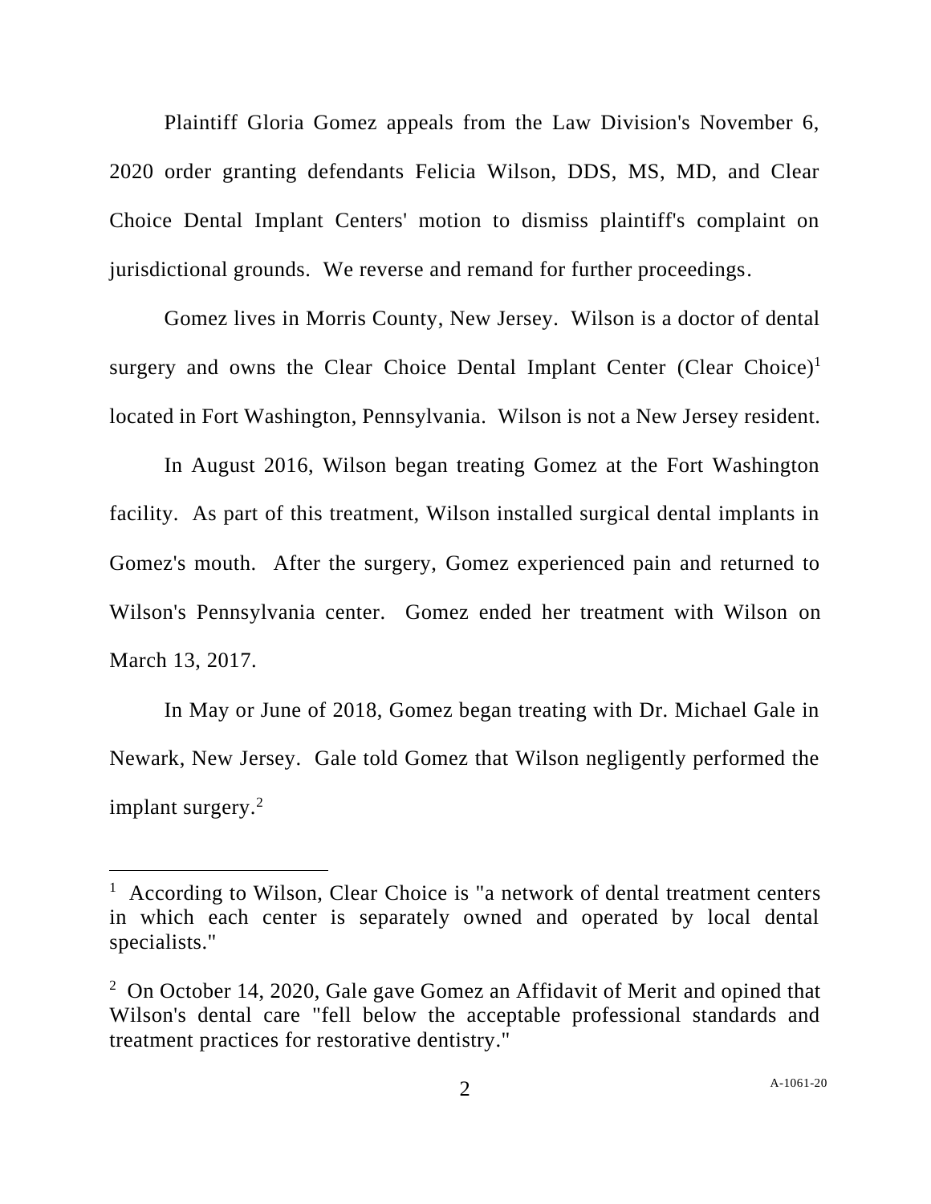Plaintiff Gloria Gomez appeals from the Law Division's November 6, 2020 order granting defendants Felicia Wilson, DDS, MS, MD, and Clear Choice Dental Implant Centers' motion to dismiss plaintiff's complaint on jurisdictional grounds. We reverse and remand for further proceedings.

Gomez lives in Morris County, New Jersey. Wilson is a doctor of dental surgery and owns the Clear Choice Dental Implant Center (Clear Choice)[1] located in Fort Washington, Pennsylvania. Wilson is not a New Jersey resident.

In August 2016, Wilson began treating Gomez at the Fort Washington facility. As part of this treatment, Wilson installed surgical dental implants in Gomez's mouth. After the surgery, Gomez experienced pain and returned to Wilson's Pennsylvania center. Gomez ended her treatment with Wilson on March 13, 2017.

In May or June of 2018, Gomez began treating with Dr. Michael Gale in Newark, New Jersey. Gale told Gomez that Wilson negligently performed the implant surgery.[2]

---

[1] According to Wilson, Clear Choice is "a network of dental treatment centers in which each center is separately owned and operated by local dental specialists."

[2] On October 14, 2020, Gale gave Gomez an Affidavit of Merit and opined that Wilson's dental care "fell below the acceptable professional standards and treatment practices for restorative dentistry."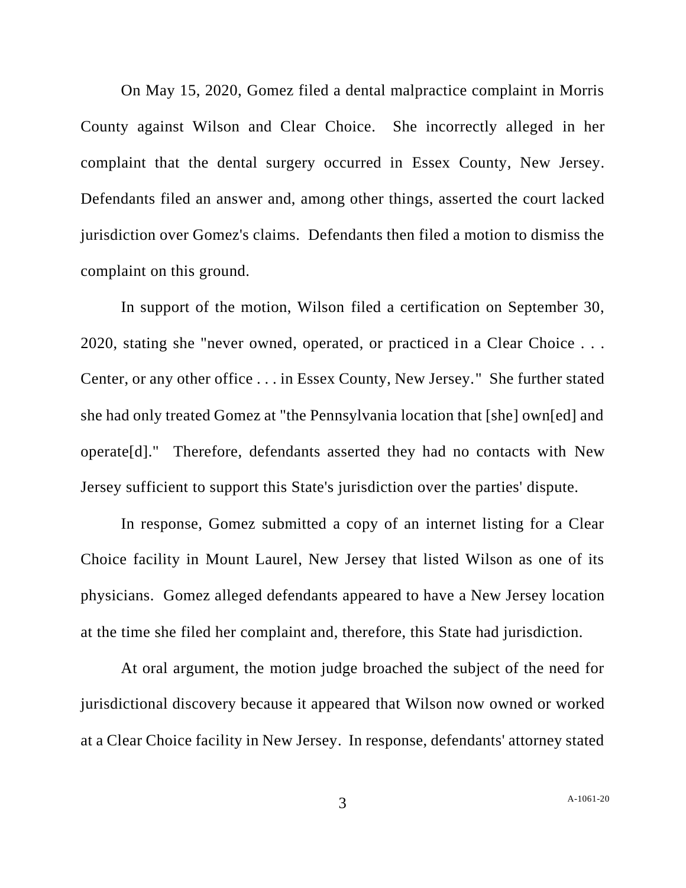On May 15, 2020, Gomez filed a dental malpractice complaint in Morris County against Wilson and Clear Choice. She incorrectly alleged in her complaint that the dental surgery occurred in Essex County, New Jersey. Defendants filed an answer and, among other things, asserted the court lacked jurisdiction over Gomez's claims. Defendants then filed a motion to dismiss the complaint on this ground.

In support of the motion, Wilson filed a certification on September 30, 2020, stating she "never owned, operated, or practiced in a Clear Choice . . . Center, or any other office . . . in Essex County, New Jersey." She further stated she had only treated Gomez at "the Pennsylvania location that [she] own[ed] and operate[d]." Therefore, defendants asserted they had no contacts with New Jersey sufficient to support this State's jurisdiction over the parties' dispute.

In response, Gomez submitted a copy of an internet listing for a Clear Choice facility in Mount Laurel, New Jersey that listed Wilson as one of its physicians. Gomez alleged defendants appeared to have a New Jersey location at the time she filed her complaint and, therefore, this State had jurisdiction.

At oral argument, the motion judge broached the subject of the need for jurisdictional discovery because it appeared that Wilson now owned or worked at a Clear Choice facility in New Jersey. In response, defendants' attorney stated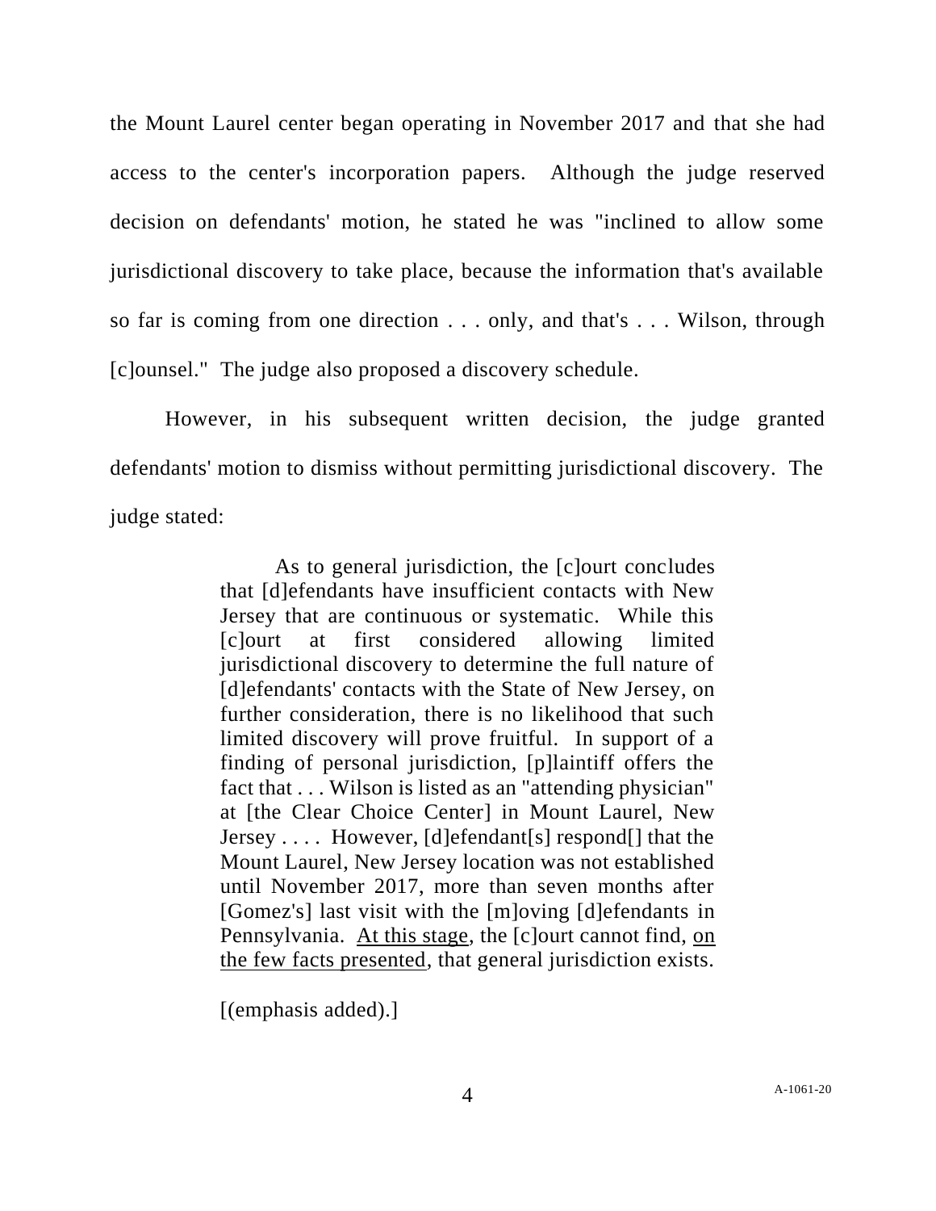the Mount Laurel center began operating in November 2017 and that she had access to the center's incorporation papers. Although the judge reserved decision on defendants' motion, he stated he was "inclined to allow some jurisdictional discovery to take place, because the information that's available so far is coming from one direction . . . only, and that's . . . Wilson, through [c]ounsel." The judge also proposed a discovery schedule.

However, in his subsequent written decision, the judge granted defendants' motion to dismiss without permitting jurisdictional discovery. The judge stated:

> As to general jurisdiction, the [c]ourt concludes that [d]efendants have insufficient contacts with New Jersey that are continuous or systematic. While this [c]ourt at first considered allowing limited jurisdictional discovery to determine the full nature of [d]efendants' contacts with the State of New Jersey, on further consideration, there is no likelihood that such limited discovery will prove fruitful. In support of a finding of personal jurisdiction, [p]laintiff offers the fact that . . . Wilson is listed as an "attending physician" at [the Clear Choice Center] in Mount Laurel, New Jersey . . . . However, [d]efendant[s] respond[] that the Mount Laurel, New Jersey location was not established until November 2017, more than seven months after [Gomez's] last visit with the [m]oving [d]efendants in Pennsylvania. <u>At this stage</u>, the [c]ourt cannot find, <u>on the few facts presented</u>, that general jurisdiction exists.
>
> [(emphasis added).]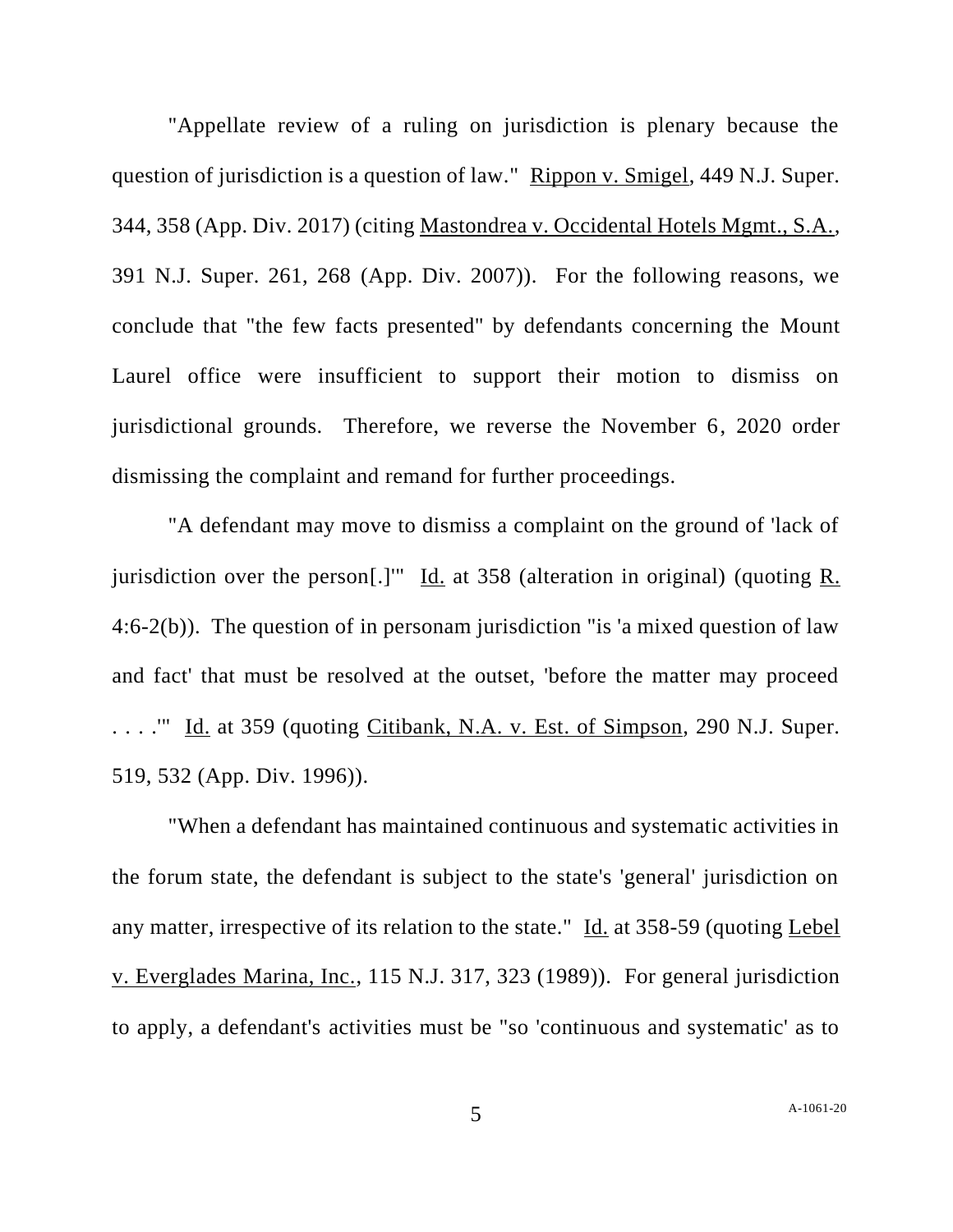"Appellate review of a ruling on jurisdiction is plenary because the question of jurisdiction is a question of law." Rippon v. Smigel, 449 N.J. Super. 344, 358 (App. Div. 2017) (citing Mastondrea v. Occidental Hotels Mgmt., S.A., 391 N.J. Super. 261, 268 (App. Div. 2007)). For the following reasons, we conclude that "the few facts presented" by defendants concerning the Mount Laurel office were insufficient to support their motion to dismiss on jurisdictional grounds. Therefore, we reverse the November 6, 2020 order dismissing the complaint and remand for further proceedings.

"A defendant may move to dismiss a complaint on the ground of 'lack of jurisdiction over the person[.]'" Id. at 358 (alteration in original) (quoting R. 4:6-2(b)). The question of in personam jurisdiction "is 'a mixed question of law and fact' that must be resolved at the outset, 'before the matter may proceed . . . .'" Id. at 359 (quoting Citibank, N.A. v. Est. of Simpson, 290 N.J. Super. 519, 532 (App. Div. 1996)).

"When a defendant has maintained continuous and systematic activities in the forum state, the defendant is subject to the state's 'general' jurisdiction on any matter, irrespective of its relation to the state." Id. at 358-59 (quoting Lebel v. Everglades Marina, Inc., 115 N.J. 317, 323 (1989)). For general jurisdiction to apply, a defendant's activities must be "so 'continuous and systematic' as to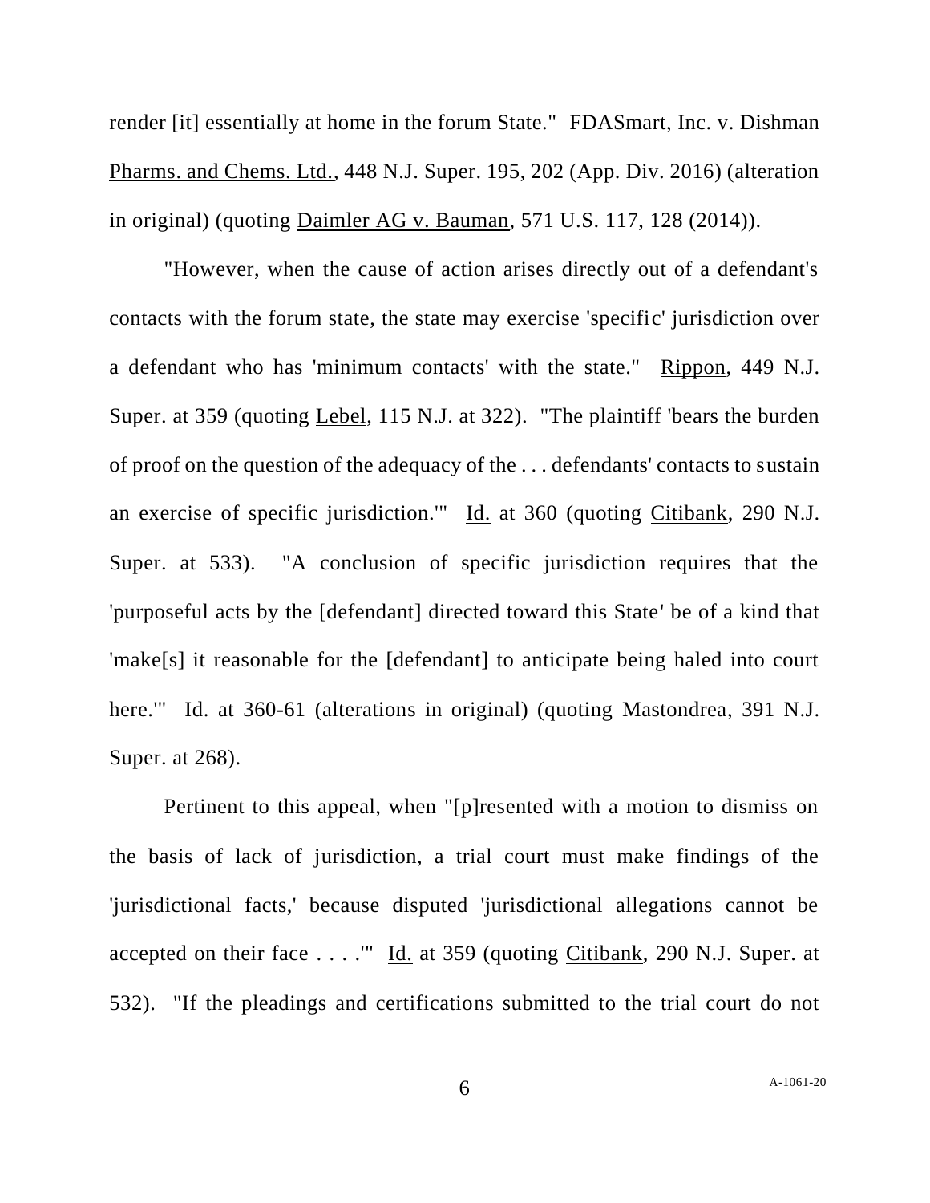render [it] essentially at home in the forum State." FDASmart, Inc. v. Dishman Pharms. and Chems. Ltd., 448 N.J. Super. 195, 202 (App. Div. 2016) (alteration in original) (quoting Daimler AG v. Bauman, 571 U.S. 117, 128 (2014)).

"However, when the cause of action arises directly out of a defendant's contacts with the forum state, the state may exercise 'specific' jurisdiction over a defendant who has 'minimum contacts' with the state." Rippon, 449 N.J. Super. at 359 (quoting Lebel, 115 N.J. at 322). "The plaintiff 'bears the burden of proof on the question of the adequacy of the . . . defendants' contacts to sustain an exercise of specific jurisdiction.'" Id. at 360 (quoting Citibank, 290 N.J. Super. at 533). "A conclusion of specific jurisdiction requires that the 'purposeful acts by the [defendant] directed toward this State' be of a kind that 'make[s] it reasonable for the [defendant] to anticipate being haled into court here.'" Id. at 360-61 (alterations in original) (quoting Mastondrea, 391 N.J. Super. at 268).

Pertinent to this appeal, when "[p]resented with a motion to dismiss on the basis of lack of jurisdiction, a trial court must make findings of the 'jurisdictional facts,' because disputed 'jurisdictional allegations cannot be accepted on their face . . . .'" Id. at 359 (quoting Citibank, 290 N.J. Super. at 532). "If the pleadings and certifications submitted to the trial court do not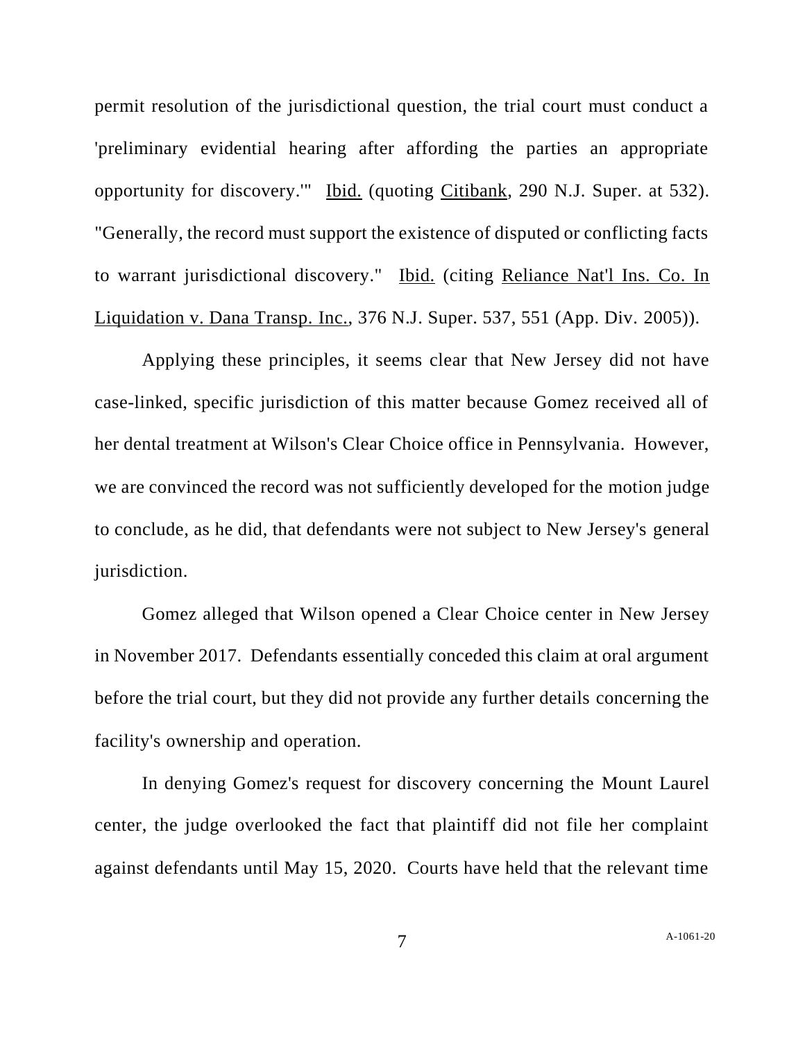permit resolution of the jurisdictional question, the trial court must conduct a 'preliminary evidential hearing after affording the parties an appropriate opportunity for discovery.'" Ibid. (quoting Citibank, 290 N.J. Super. at 532). "Generally, the record must support the existence of disputed or conflicting facts to warrant jurisdictional discovery." Ibid. (citing Reliance Nat'l Ins. Co. In Liquidation v. Dana Transp. Inc., 376 N.J. Super. 537, 551 (App. Div. 2005)).

Applying these principles, it seems clear that New Jersey did not have case-linked, specific jurisdiction of this matter because Gomez received all of her dental treatment at Wilson's Clear Choice office in Pennsylvania. However, we are convinced the record was not sufficiently developed for the motion judge to conclude, as he did, that defendants were not subject to New Jersey's general jurisdiction.

Gomez alleged that Wilson opened a Clear Choice center in New Jersey in November 2017. Defendants essentially conceded this claim at oral argument before the trial court, but they did not provide any further details concerning the facility's ownership and operation.

In denying Gomez's request for discovery concerning the Mount Laurel center, the judge overlooked the fact that plaintiff did not file her complaint against defendants until May 15, 2020. Courts have held that the relevant time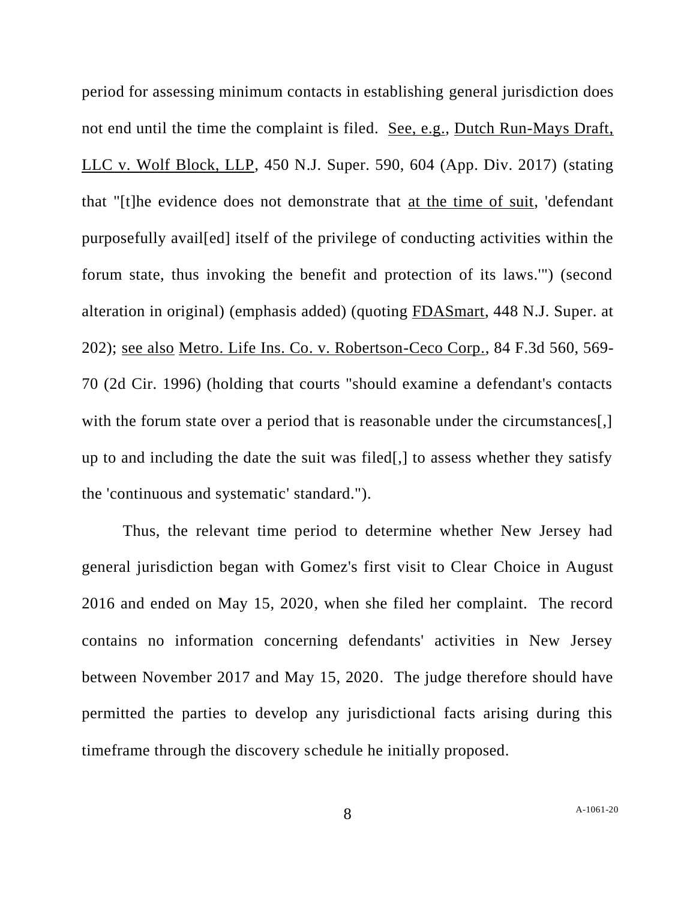period for assessing minimum contacts in establishing general jurisdiction does not end until the time the complaint is filed. See, e.g., Dutch Run-Mays Draft, LLC v. Wolf Block, LLP, 450 N.J. Super. 590, 604 (App. Div. 2017) (stating that "[t]he evidence does not demonstrate that at the time of suit, 'defendant purposefully avail[ed] itself of the privilege of conducting activities within the forum state, thus invoking the benefit and protection of its laws.'") (second alteration in original) (emphasis added) (quoting FDASmart, 448 N.J. Super. at 202); see also Metro. Life Ins. Co. v. Robertson-Ceco Corp., 84 F.3d 560, 569-70 (2d Cir. 1996) (holding that courts "should examine a defendant's contacts with the forum state over a period that is reasonable under the circumstances[,] up to and including the date the suit was filed[,] to assess whether they satisfy the 'continuous and systematic' standard.").

Thus, the relevant time period to determine whether New Jersey had general jurisdiction began with Gomez's first visit to Clear Choice in August 2016 and ended on May 15, 2020, when she filed her complaint. The record contains no information concerning defendants' activities in New Jersey between November 2017 and May 15, 2020. The judge therefore should have permitted the parties to develop any jurisdictional facts arising during this timeframe through the discovery schedule he initially proposed.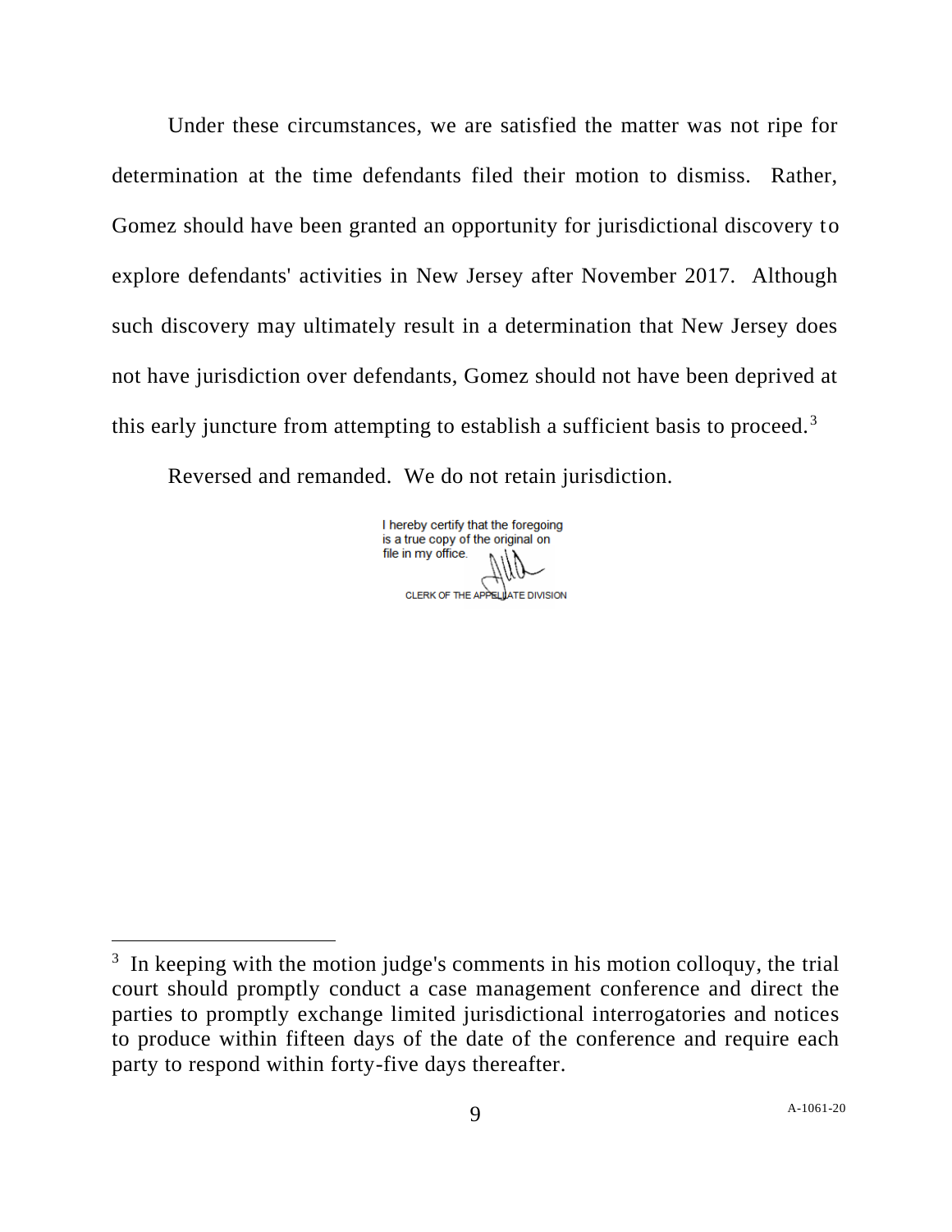Under these circumstances, we are satisfied the matter was not ripe for determination at the time defendants filed their motion to dismiss. Rather, Gomez should have been granted an opportunity for jurisdictional discovery to explore defendants' activities in New Jersey after November 2017. Although such discovery may ultimately result in a determination that New Jersey does not have jurisdiction over defendants, Gomez should not have been deprived at this early juncture from attempting to establish a sufficient basis to proceed.[3]

Reversed and remanded. We do not retain jurisdiction.

I hereby certify that the foregoing is a true copy of the original on file in my office.

CLERK OF THE APPELLATE DIVISION

---

[3] In keeping with the motion judge's comments in his motion colloquy, the trial court should promptly conduct a case management conference and direct the parties to promptly exchange limited jurisdictional interrogatories and notices to produce within fifteen days of the date of the conference and require each party to respond within forty-five days thereafter.